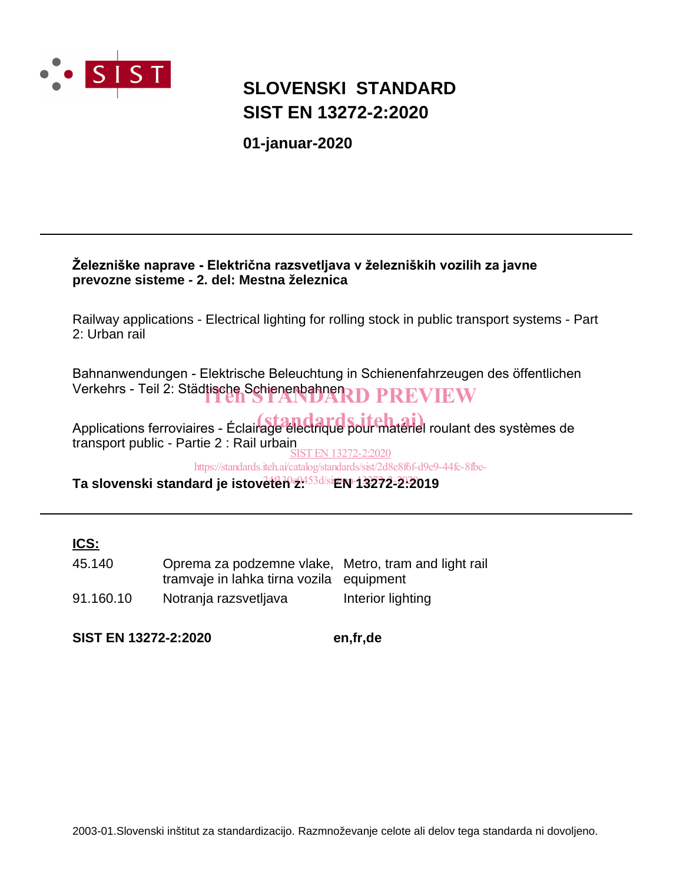# SLOVENSKI STANDARD
# SIST EN 13272-2:2020

**01-januar-2020**

---

**Železniške naprave - Električna razsvetljava v železniških vozilih za javne prevozne sisteme - 2. del: Mestna železnica**

Railway applications - Electrical lighting for rolling stock in public transport systems - Part 2: Urban rail

Bahnanwendungen - Elektrische Beleuchtung in Schienenfahrzeugen des öffentlichen Verkehrs - Teil 2: Städtische Schienenbahnen

Applications ferroviaires - Éclairage électrique pour matériel roulant des systèmes de transport public - Partie 2 : Rail urbain

**Ta slovenski standard je istoveten z: EN 13272-2:2019**

---

**ICS:**

| | | |
|---|---|---|
| 45.140 | Oprema za podzemne vlake, tramvaje in lahka tirna vozila | Metro, tram and light rail equipment |
| 91.160.10 | Notranja razsvetljava | Interior lighting |

**SIST EN 13272-2:2020** **en,fr,de**

2003-01.Slovenski inštitut za standardizacijo. Razmnoževanje celote ali delov tega standarda ni dovoljeno.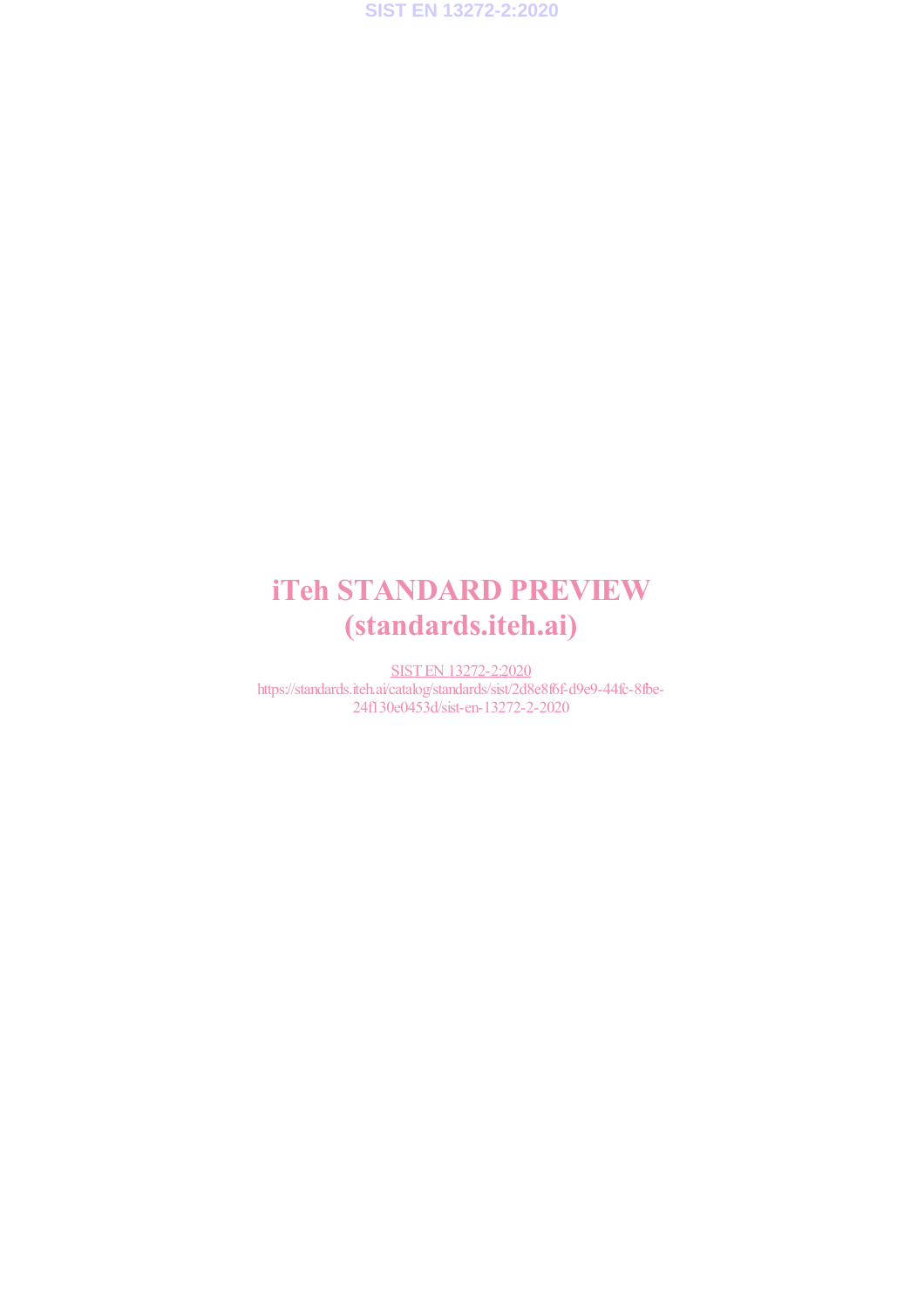# iTeh STANDARD PREVIEW
# (standards.iteh.ai)

SIST EN 13272-2:2020
https://standards.iteh.ai/catalog/standards/sist/2d8e8f6f-d9e9-44fc-8fbe-24f130e0453d/sist-en-13272-2-2020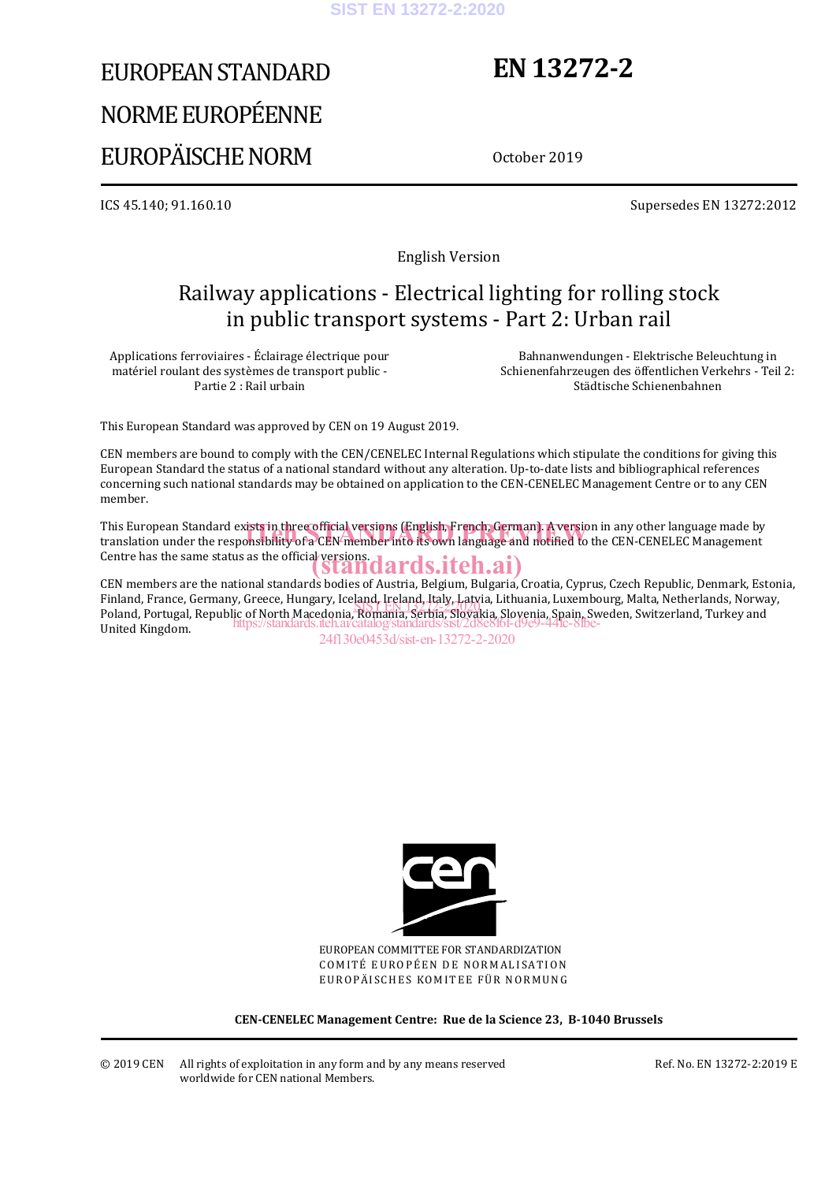# EUROPEAN STANDARD
# NORME EUROPÉENNE
# EUROPÄISCHE NORM

# EN 13272-2

October 2019

ICS 45.140; 91.160.10

Supersedes EN 13272:2012

English Version

## Railway applications - Electrical lighting for rolling stock in public transport systems - Part 2: Urban rail

Applications ferroviaires - Éclairage électrique pour matériel roulant des systèmes de transport public - Partie 2 : Rail urbain

Bahnanwendungen - Elektrische Beleuchtung in Schienenfahrzeugen des öffentlichen Verkehrs - Teil 2: Städtische Schienenbahnen

This European Standard was approved by CEN on 19 August 2019.

CEN members are bound to comply with the CEN/CENELEC Internal Regulations which stipulate the conditions for giving this European Standard the status of a national standard without any alteration. Up-to-date lists and bibliographical references concerning such national standards may be obtained on application to the CEN-CENELEC Management Centre or to any CEN member.

This European Standard exists in three official versions (English, French, German). A version in any other language made by translation under the responsibility of a CEN member into its own language and notified to the CEN-CENELEC Management Centre has the same status as the official versions.

CEN members are the national standards bodies of Austria, Belgium, Bulgaria, Croatia, Cyprus, Czech Republic, Denmark, Estonia, Finland, France, Germany, Greece, Hungary, Iceland, Ireland, Italy, Latvia, Lithuania, Luxembourg, Malta, Netherlands, Norway, Poland, Portugal, Republic of North Macedonia, Romania, Serbia, Slovakia, Slovenia, Spain, Sweden, Switzerland, Turkey and United Kingdom.

EUROPEAN COMMITTEE FOR STANDARDIZATION
COMITÉ EUROPÉEN DE NORMALISATION
EUROPÄISCHES KOMITEE FÜR NORMUNG

**CEN-CENELEC Management Centre: Rue de la Science 23, B-1040 Brussels**

© 2019 CEN All rights of exploitation in any form and by any means reserved worldwide for CEN national Members.

Ref. No. EN 13272-2:2019 E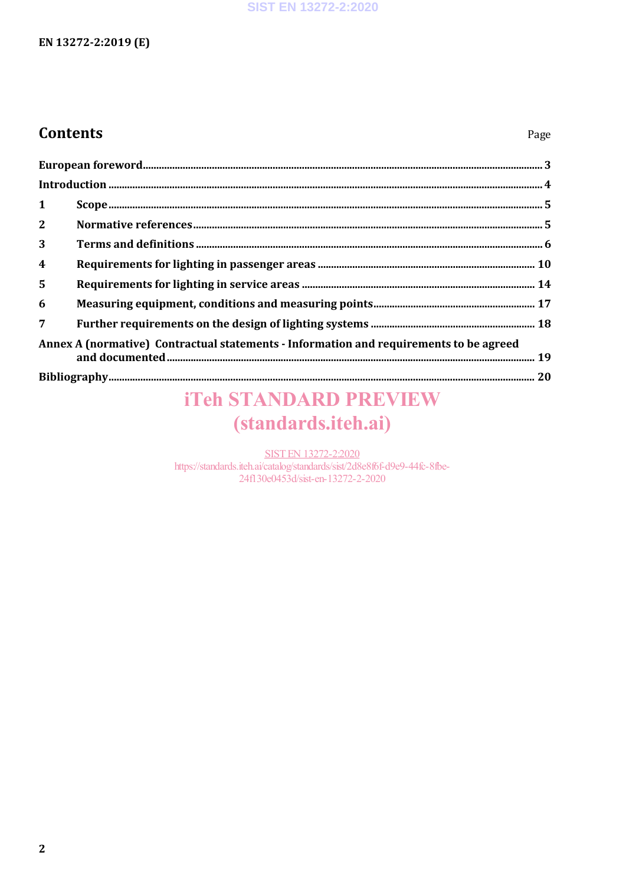## Contents

Page

**European foreword** ... **3**

**Introduction** ... **4**

**1 Scope** ... **5**

**2 Normative references** ... **5**

**3 Terms and definitions** ... **6**

**4 Requirements for lighting in passenger areas** ... **10**

**5 Requirements for lighting in service areas** ... **14**

**6 Measuring equipment, conditions and measuring points** ... **17**

**7 Further requirements on the design of lighting systems** ... **18**

**Annex A (normative) Contractual statements - Information and requirements to be agreed and documented** ... **19**

**Bibliography** ... **20**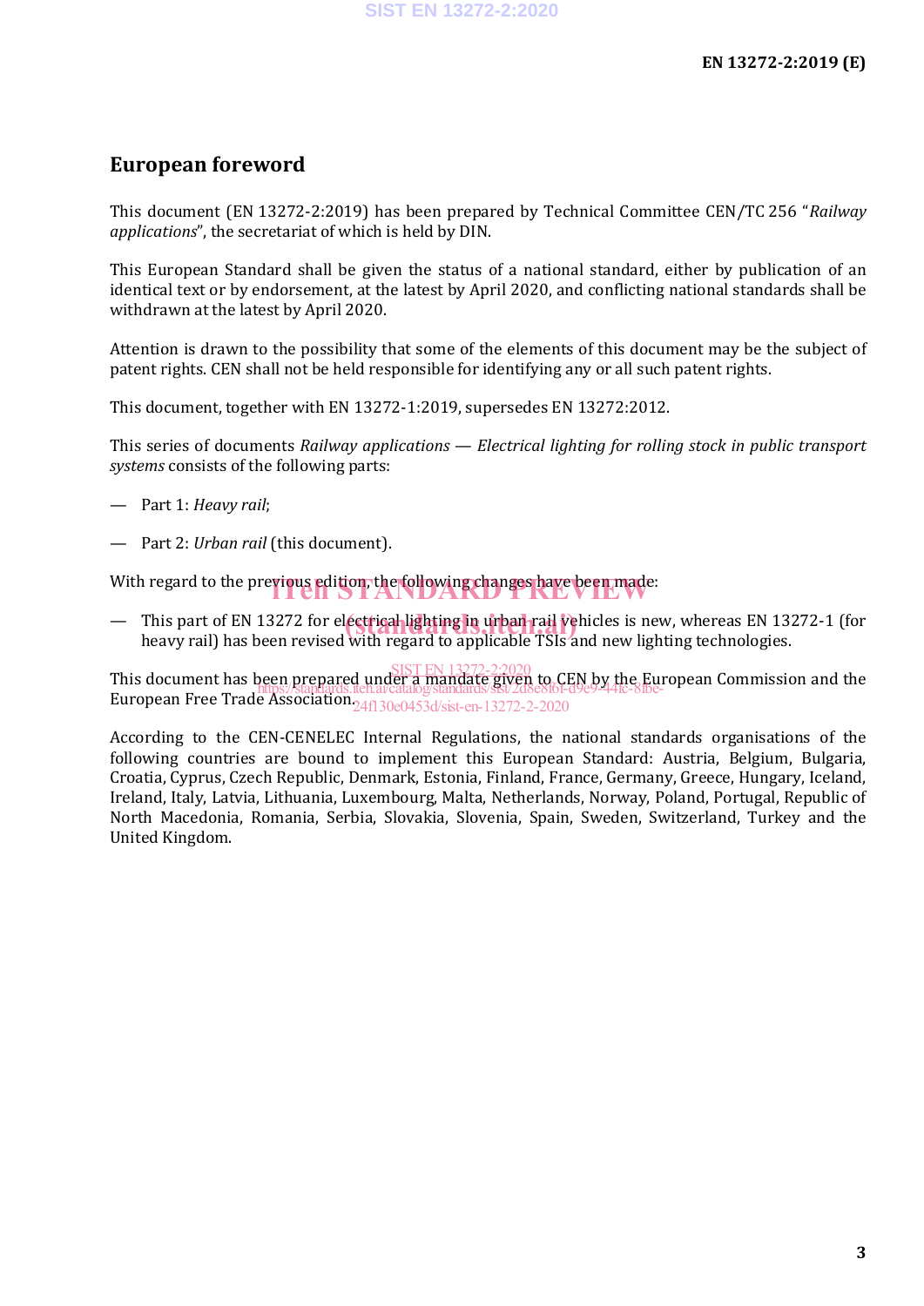## European foreword

This document (EN 13272-2:2019) has been prepared by Technical Committee CEN/TC 256 “*Railway applications*”, the secretariat of which is held by DIN.

This European Standard shall be given the status of a national standard, either by publication of an identical text or by endorsement, at the latest by April 2020, and conflicting national standards shall be withdrawn at the latest by April 2020.

Attention is drawn to the possibility that some of the elements of this document may be the subject of patent rights. CEN shall not be held responsible for identifying any or all such patent rights.

This document, together with EN 13272-1:2019, supersedes EN 13272:2012.

This series of documents *Railway applications — Electrical lighting for rolling stock in public transport systems* consists of the following parts:

— Part 1: *Heavy rail*;

— Part 2: *Urban rail* (this document).

With regard to the previous edition, the following changes have been made:

— This part of EN 13272 for electrical lighting in urban rail vehicles is new, whereas EN 13272-1 (for heavy rail) has been revised with regard to applicable TSIs and new lighting technologies.

This document has been prepared under a mandate given to CEN by the European Commission and the European Free Trade Association.

According to the CEN-CENELEC Internal Regulations, the national standards organisations of the following countries are bound to implement this European Standard: Austria, Belgium, Bulgaria, Croatia, Cyprus, Czech Republic, Denmark, Estonia, Finland, France, Germany, Greece, Hungary, Iceland, Ireland, Italy, Latvia, Lithuania, Luxembourg, Malta, Netherlands, Norway, Poland, Portugal, Republic of North Macedonia, Romania, Serbia, Slovakia, Slovenia, Spain, Sweden, Switzerland, Turkey and the United Kingdom.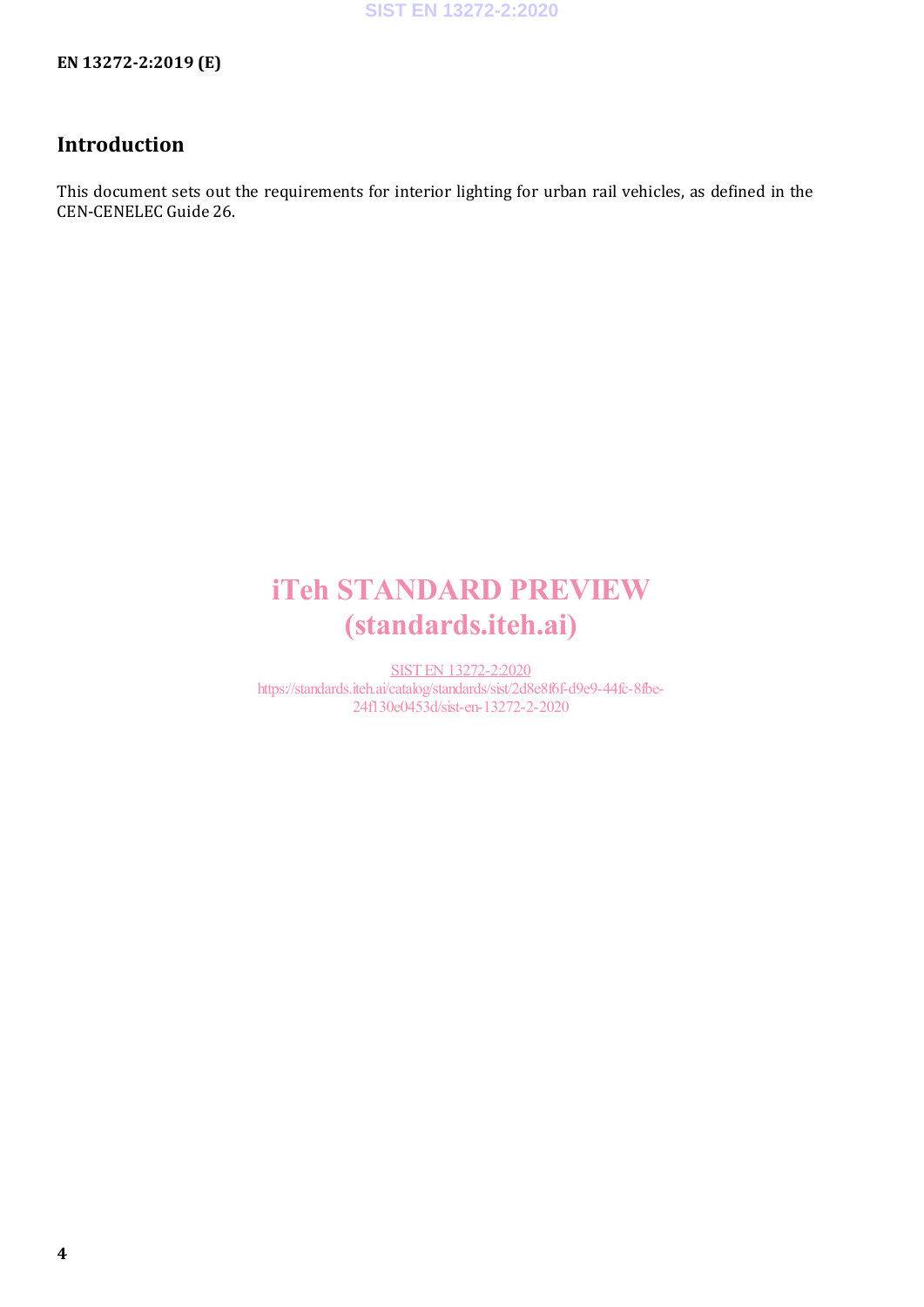## Introduction

This document sets out the requirements for interior lighting for urban rail vehicles, as defined in the CEN-CENELEC Guide 26.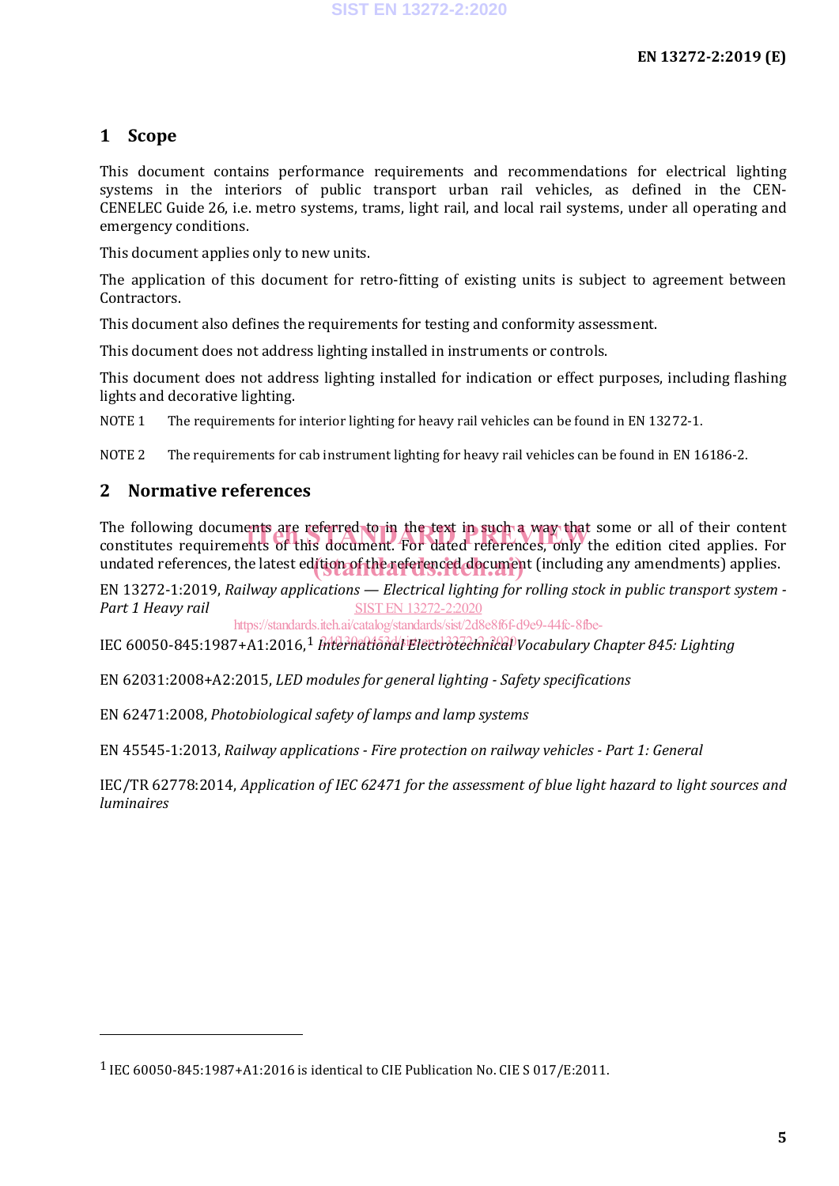## 1 Scope

This document contains performance requirements and recommendations for electrical lighting systems in the interiors of public transport urban rail vehicles, as defined in the CEN-CENELEC Guide 26, i.e. metro systems, trams, light rail, and local rail systems, under all operating and emergency conditions.

This document applies only to new units.

The application of this document for retro-fitting of existing units is subject to agreement between Contractors.

This document also defines the requirements for testing and conformity assessment.

This document does not address lighting installed in instruments or controls.

This document does not address lighting installed for indication or effect purposes, including flashing lights and decorative lighting.

NOTE 1 The requirements for interior lighting for heavy rail vehicles can be found in EN 13272-1.

NOTE 2 The requirements for cab instrument lighting for heavy rail vehicles can be found in EN 16186-2.

## 2 Normative references

The following documents are referred to in the text in such a way that some or all of their content constitutes requirements of this document. For dated references, only the edition cited applies. For undated references, the latest edition of the referenced document (including any amendments) applies.

EN 13272-1:2019, *Railway applications — Electrical lighting for rolling stock in public transport system - Part 1 Heavy rail*

IEC 60050-845:1987+A1:2016,[1] *International Electrotechnical Vocabulary Chapter 845: Lighting*

EN 62031:2008+A2:2015, *LED modules for general lighting - Safety specifications*

EN 62471:2008, *Photobiological safety of lamps and lamp systems*

EN 45545-1:2013, *Railway applications - Fire protection on railway vehicles - Part 1: General*

IEC/TR 62778:2014, *Application of IEC 62471 for the assessment of blue light hazard to light sources and luminaires*

[1] IEC 60050-845:1987+A1:2016 is identical to CIE Publication No. CIE S 017/E:2011.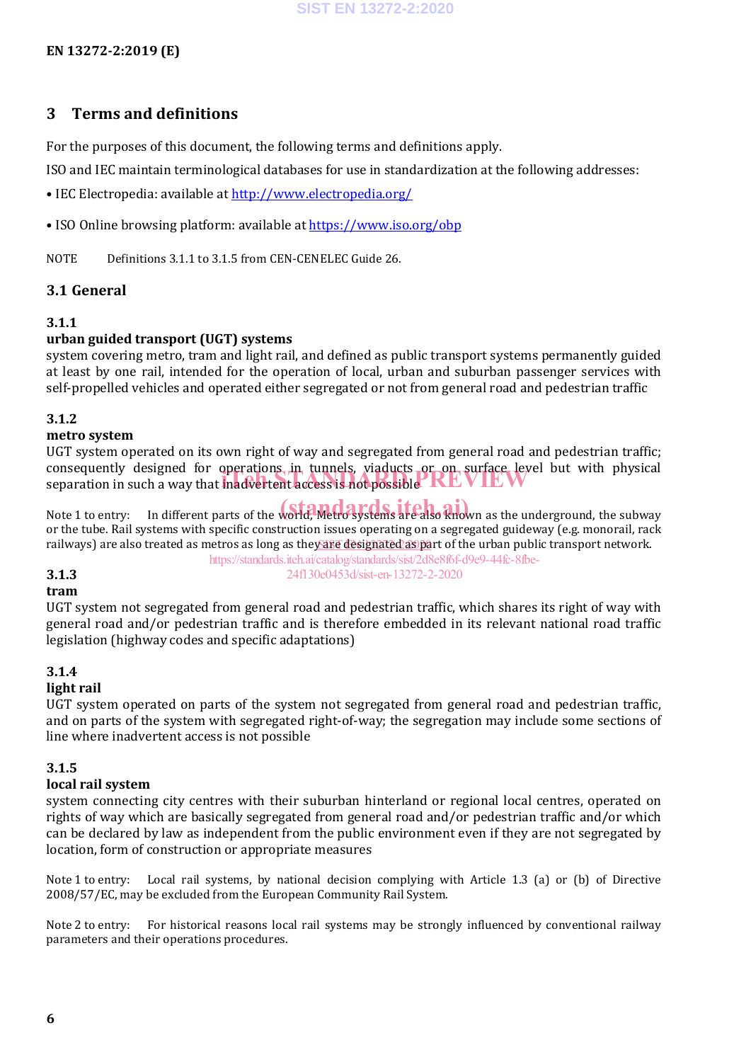# 3 Terms and definitions

For the purposes of this document, the following terms and definitions apply.

ISO and IEC maintain terminological databases for use in standardization at the following addresses:

- IEC Electropedia: available at http://www.electropedia.org/
- ISO Online browsing platform: available at https://www.iso.org/obp

NOTE Definitions 3.1.1 to 3.1.5 from CEN-CENELEC Guide 26.

## 3.1 General

### 3.1.1

**urban guided transport (UGT) systems**

system covering metro, tram and light rail, and defined as public transport systems permanently guided at least by one rail, intended for the operation of local, urban and suburban passenger services with self-propelled vehicles and operated either segregated or not from general road and pedestrian traffic

### 3.1.2

**metro system**

UGT system operated on its own right of way and segregated from general road and pedestrian traffic; consequently designed for operations in tunnels, viaducts or on surface level but with physical separation in such a way that inadvertent access is not possible

Note 1 to entry: In different parts of the world, Metro systems are also known as the underground, the subway or the tube. Rail systems with specific construction issues operating on a segregated guideway (e.g. monorail, rack railways) are also treated as metros as long as they are designated as part of the urban public transport network.

### 3.1.3

**tram**

UGT system not segregated from general road and pedestrian traffic, which shares its right of way with general road and/or pedestrian traffic and is therefore embedded in its relevant national road traffic legislation (highway codes and specific adaptations)

### 3.1.4

**light rail**

UGT system operated on parts of the system not segregated from general road and pedestrian traffic, and on parts of the system with segregated right-of-way; the segregation may include some sections of line where inadvertent access is not possible

### 3.1.5

**local rail system**

system connecting city centres with their suburban hinterland or regional local centres, operated on rights of way which are basically segregated from general road and/or pedestrian traffic and/or which can be declared by law as independent from the public environment even if they are not segregated by location, form of construction or appropriate measures

Note 1 to entry: Local rail systems, by national decision complying with Article 1.3 (a) or (b) of Directive 2008/57/EC, may be excluded from the European Community Rail System.

Note 2 to entry: For historical reasons local rail systems may be strongly influenced by conventional railway parameters and their operations procedures.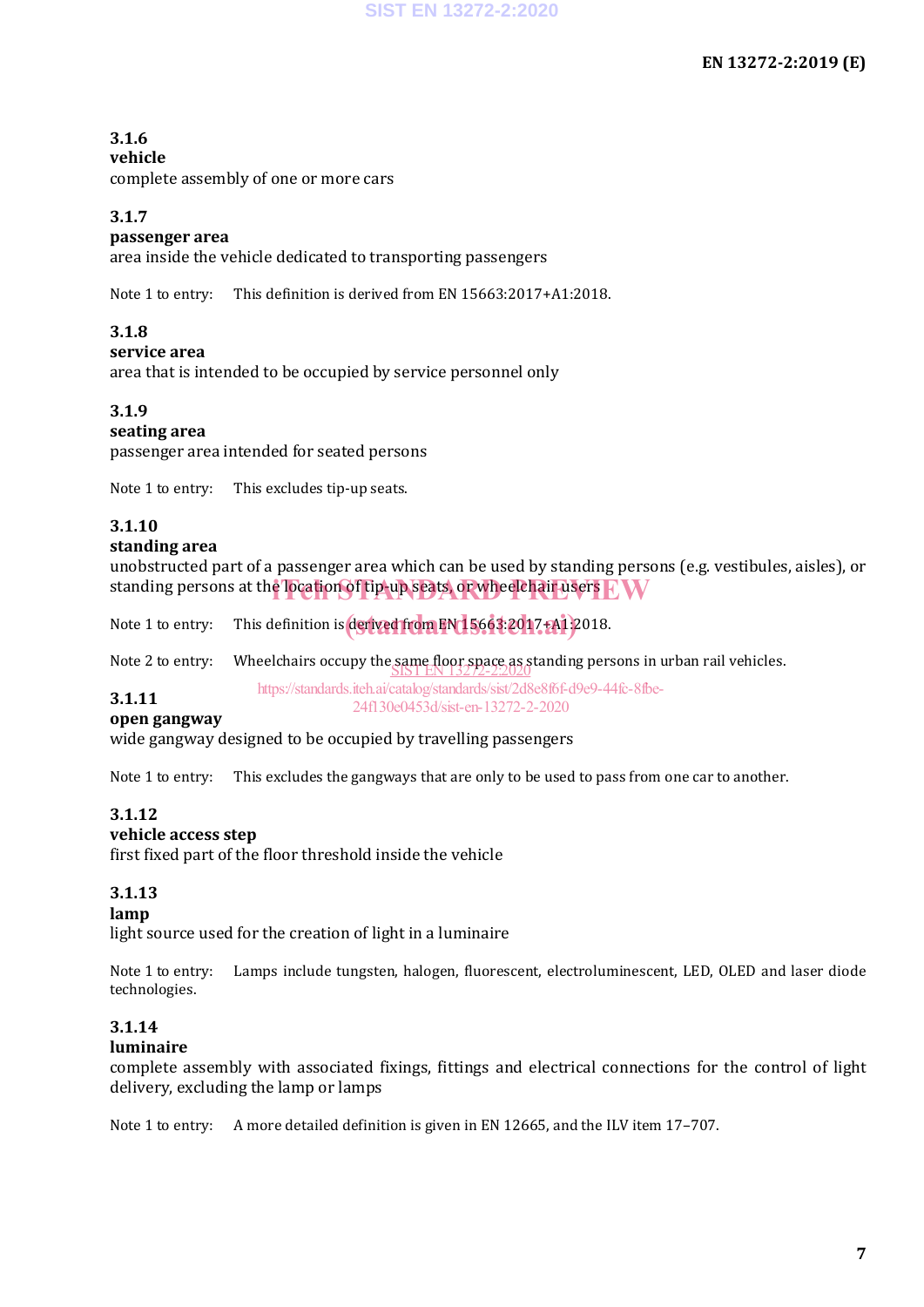**3.1.6**
**vehicle**
complete assembly of one or more cars

**3.1.7**
**passenger area**
area inside the vehicle dedicated to transporting passengers

Note 1 to entry: This definition is derived from EN 15663:2017+A1:2018.

**3.1.8**
**service area**
area that is intended to be occupied by service personnel only

**3.1.9**
**seating area**
passenger area intended for seated persons

Note 1 to entry: This excludes tip-up seats.

**3.1.10**
**standing area**
unobstructed part of a passenger area which can be used by standing persons (e.g. vestibules, aisles), or standing persons at the location of tip-up seats, or wheelchair users

Note 1 to entry: This definition is derived from EN 15663:2017+A1:2018.

Note 2 to entry: Wheelchairs occupy the same floor space as standing persons in urban rail vehicles.

**3.1.11**
**open gangway**
wide gangway designed to be occupied by travelling passengers

Note 1 to entry: This excludes the gangways that are only to be used to pass from one car to another.

**3.1.12**
**vehicle access step**
first fixed part of the floor threshold inside the vehicle

**3.1.13**
**lamp**
light source used for the creation of light in a luminaire

Note 1 to entry: Lamps include tungsten, halogen, fluorescent, electroluminescent, LED, OLED and laser diode technologies.

**3.1.14**
**luminaire**
complete assembly with associated fixings, fittings and electrical connections for the control of light delivery, excluding the lamp or lamps

Note 1 to entry: A more detailed definition is given in EN 12665, and the ILV item 17–707.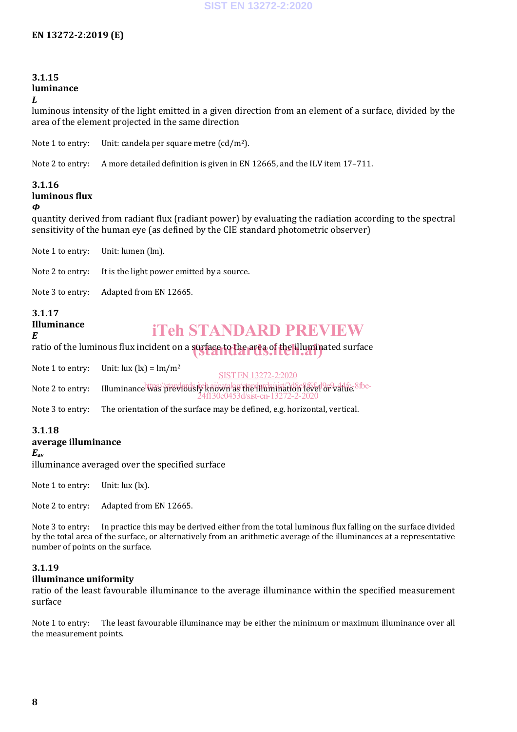### 3.1.15
**luminance**
***L***

luminous intensity of the light emitted in a given direction from an element of a surface, divided by the area of the element projected in the same direction

Note 1 to entry: Unit: candela per square metre (cd/m$^2$).

Note 2 to entry: A more detailed definition is given in EN 12665, and the ILV item 17–711.

### 3.1.16
**luminous flux**
***Φ***

quantity derived from radiant flux (radiant power) by evaluating the radiation according to the spectral sensitivity of the human eye (as defined by the CIE standard photometric observer)

Note 1 to entry: Unit: lumen (lm).

Note 2 to entry: It is the light power emitted by a source.

Note 3 to entry: Adapted from EN 12665.

### 3.1.17
**Illuminance**
***E***

ratio of the luminous flux incident on a surface to the area of the illuminated surface

Note 1 to entry: Unit: lux (lx) = lm/m$^2$

Note 2 to entry: Illuminance was previously known as the illumination level or value.

Note 3 to entry: The orientation of the surface may be defined, e.g. horizontal, vertical.

### 3.1.18
**average illuminance**
$E_{av}$

illuminance averaged over the specified surface

Note 1 to entry: Unit: lux (lx).

Note 2 to entry: Adapted from EN 12665.

Note 3 to entry: In practice this may be derived either from the total luminous flux falling on the surface divided by the total area of the surface, or alternatively from an arithmetic average of the illuminances at a representative number of points on the surface.

### 3.1.19
**illuminance uniformity**

ratio of the least favourable illuminance to the average illuminance within the specified measurement surface

Note 1 to entry: The least favourable illuminance may be either the minimum or maximum illuminance over all the measurement points.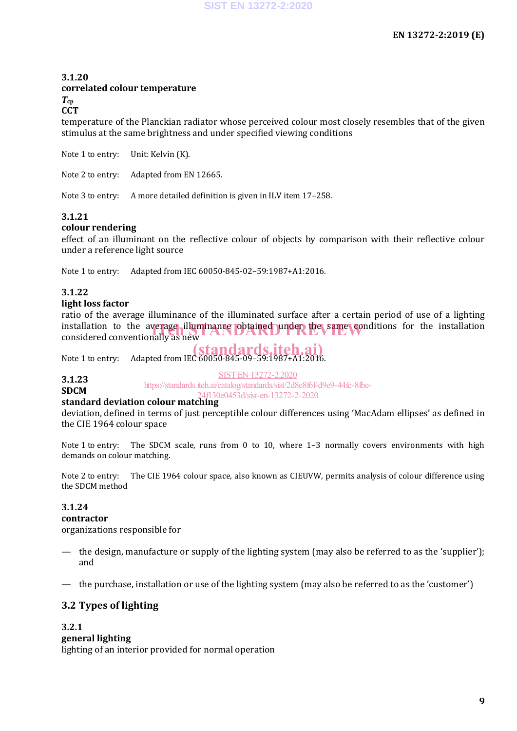**3.1.20**
**correlated colour temperature**
$T_{cp}$
**CCT**
temperature of the Planckian radiator whose perceived colour most closely resembles that of the given stimulus at the same brightness and under specified viewing conditions

Note 1 to entry: Unit: Kelvin (K).

Note 2 to entry: Adapted from EN 12665.

Note 3 to entry: A more detailed definition is given in ILV item 17–258.

**3.1.21**
**colour rendering**
effect of an illuminant on the reflective colour of objects by comparison with their reflective colour under a reference light source

Note 1 to entry: Adapted from IEC 60050-845-02–59:1987+A1:2016.

**3.1.22**
**light loss factor**
ratio of the average illuminance of the illuminated surface after a certain period of use of a lighting installation to the average illuminance obtained under the same conditions for the installation considered conventionally as new

Note 1 to entry: Adapted from IEC 60050-845-09–59:1987+A1:2016.

**3.1.23**
**SDCM**
**standard deviation colour matching**
deviation, defined in terms of just perceptible colour differences using 'MacAdam ellipses' as defined in the CIE 1964 colour space

Note 1 to entry: The SDCM scale, runs from 0 to 10, where 1–3 normally covers environments with high demands on colour matching.

Note 2 to entry: The CIE 1964 colour space, also known as CIEUVW, permits analysis of colour difference using the SDCM method

**3.1.24**
**contractor**
organizations responsible for

— the design, manufacture or supply of the lighting system (may also be referred to as the 'supplier'); and

— the purchase, installation or use of the lighting system (may also be referred to as the 'customer')

## 3.2 Types of lighting

**3.2.1**
**general lighting**
lighting of an interior provided for normal operation